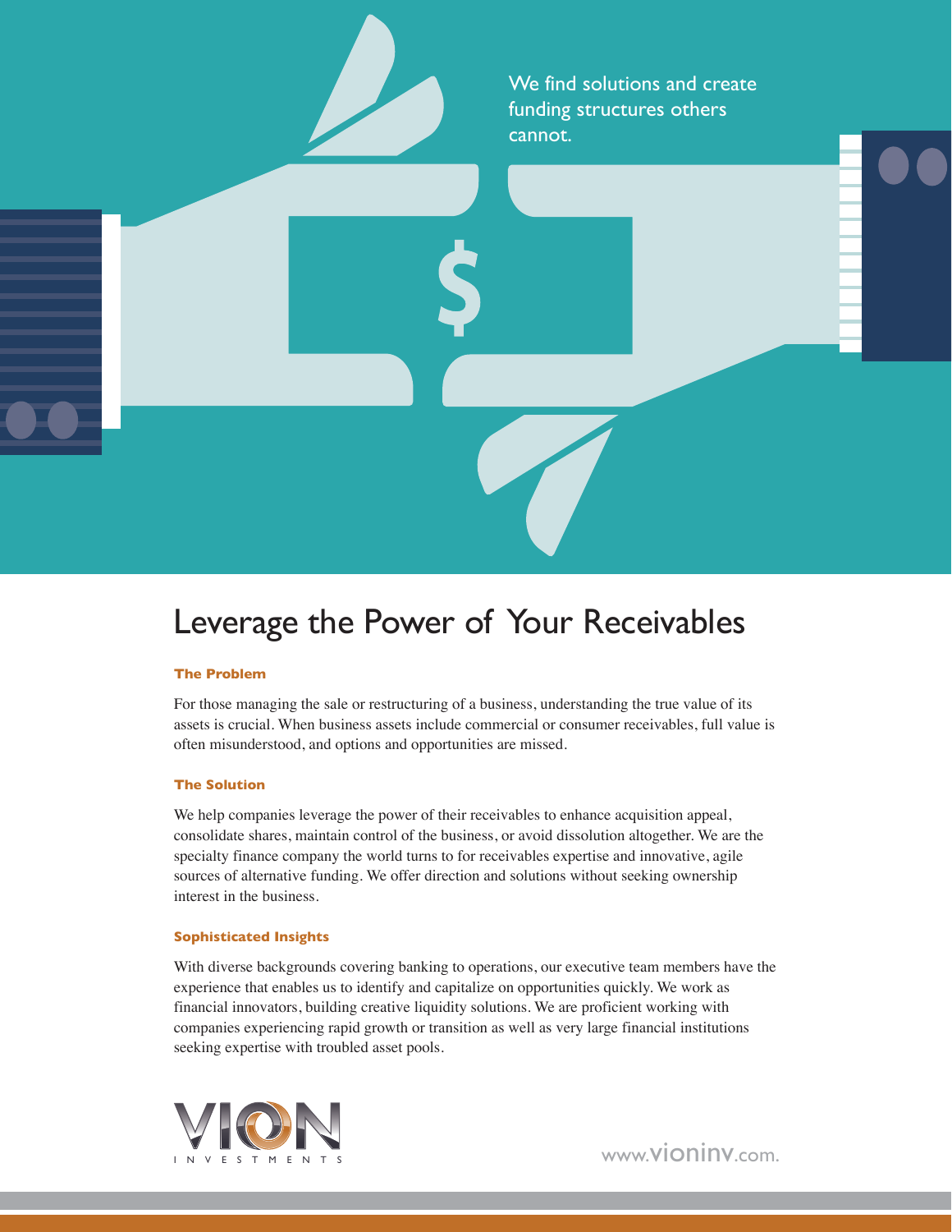We find solutions and create funding structures others cannot.

# Leverage the Power of Your Receivables

### The Problem

For those managing the sale or restructuring of a business, understanding the true value of its assets is crucial. When business assets include commercial or consumer receivables, full value is often misunderstood, and options and opportunities are missed.

### The Solution

We help companies leverage the power of their receivables to enhance acquisition appeal, consolidate shares, maintain control of the business, or avoid dissolution altogether. We are the specialty finance company the world turns to for receivables expertise and innovative, agile sources of alternative funding. We offer direction and solutions without seeking ownership interest in the business.

### Sophisticated Insights

With diverse backgrounds covering banking to operations, our executive team members have the experience that enables us to identify and capitalize on opportunities quickly. We work as financial innovators, building creative liquidity solutions. We are proficient working with companies experiencing rapid growth or transition as well as very large financial institutions seeking expertise with troubled asset pools.

VION INVESTMENTS

www.vioninv.com.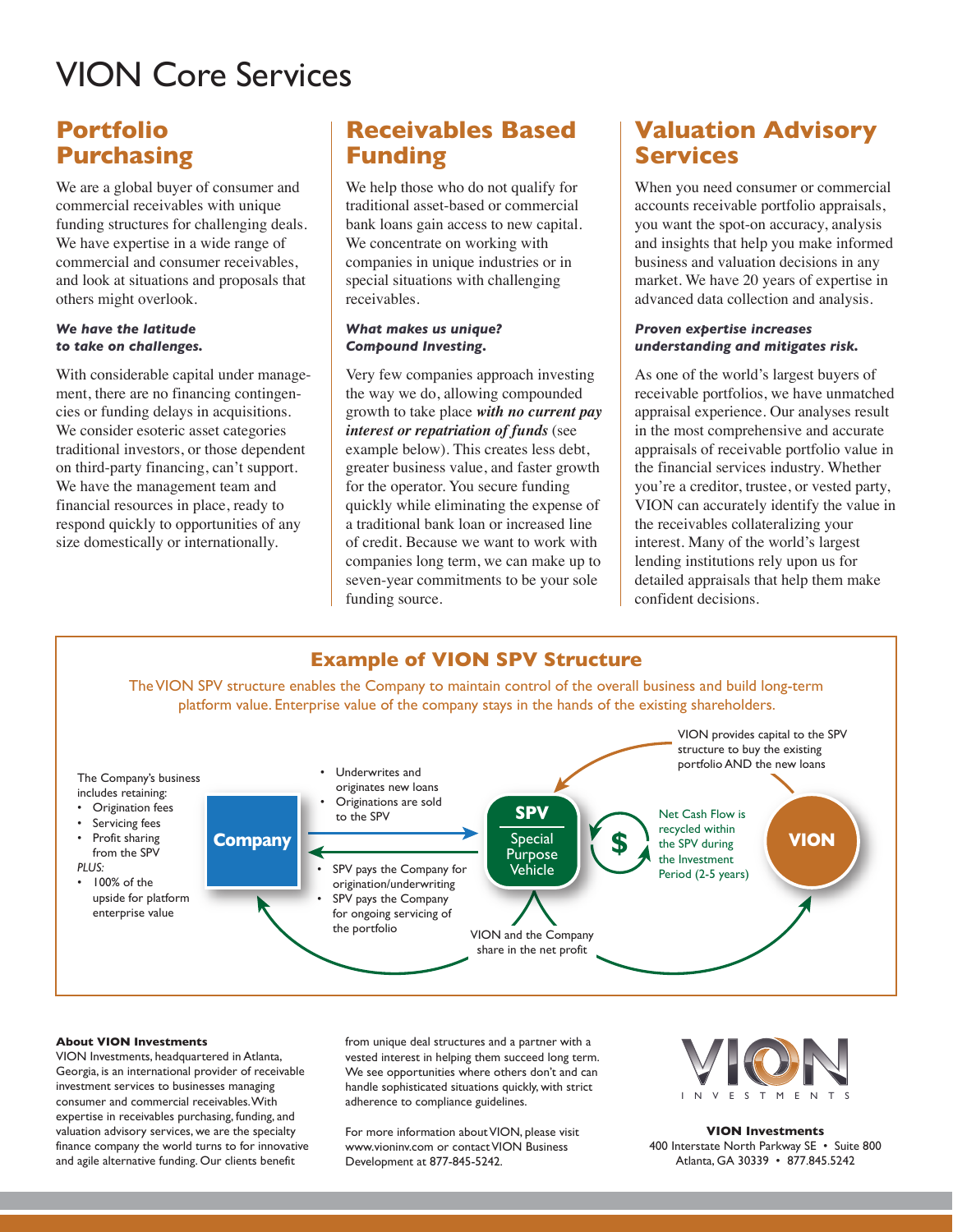# VION Core Services

## Portfolio Purchasing

We are a global buyer of consumer and commercial receivables with unique funding structures for challenging deals. We have expertise in a wide range of commercial and consumer receivables, and look at situations and proposals that others might overlook.

***We have the latitude to take on challenges.***

With considerable capital under management, there are no financing contingencies or funding delays in acquisitions. We consider esoteric asset categories traditional investors, or those dependent on third-party financing, can't support. We have the management team and financial resources in place, ready to respond quickly to opportunities of any size domestically or internationally.

## Receivables Based Funding

We help those who do not qualify for traditional asset-based or commercial bank loans gain access to new capital. We concentrate on working with companies in unique industries or in special situations with challenging receivables.

***What makes us unique? Compound Investing.***

Very few companies approach investing the way we do, allowing compounded growth to take place ***with no current pay interest or repatriation of funds*** (see example below). This creates less debt, greater business value, and faster growth for the operator. You secure funding quickly while eliminating the expense of a traditional bank loan or increased line of credit. Because we want to work with companies long term, we can make up to seven-year commitments to be your sole funding source.

## Valuation Advisory Services

When you need consumer or commercial accounts receivable portfolio appraisals, you want the spot-on accuracy, analysis and insights that help you make informed business and valuation decisions in any market. We have 20 years of expertise in advanced data collection and analysis.

***Proven expertise increases understanding and mitigates risk.***

As one of the world's largest buyers of receivable portfolios, we have unmatched appraisal experience. Our analyses result in the most comprehensive and accurate appraisals of receivable portfolio value in the financial services industry. Whether you're a creditor, trustee, or vested party, VION can accurately identify the value in the receivables collateralizing your interest. Many of the world's largest lending institutions rely upon us for detailed appraisals that help them make confident decisions.

## Example of VION SPV Structure

The VION SPV structure enables the Company to maintain control of the overall business and build long-term platform value. Enterprise value of the company stays in the hands of the existing shareholders.

The Company's business includes retaining:
- Origination fees
- Servicing fees
- Profit sharing from the SPV

*PLUS:*
- 100% of the upside for platform enterprise value

Company

- Underwrites and originates new loans
- Originations are sold to the SPV

- SPV pays the Company for origination/underwriting
- SPV pays the Company for ongoing servicing of the portfolio

SPV
Special Purpose Vehicle

$

Net Cash Flow is recycled within the SPV during the Investment Period (2-5 years)

VION provides capital to the SPV structure to buy the existing portfolio AND the new loans

VION

VION and the Company share in the net profit

**About VION Investments**
VION Investments, headquartered in Atlanta, Georgia, is an international provider of receivable investment services to businesses managing consumer and commercial receivables. With expertise in receivables purchasing, funding, and valuation advisory services, we are the specialty finance company the world turns to for innovative and agile alternative funding. Our clients benefit from unique deal structures and a partner with a vested interest in helping them succeed long term. We see opportunities where others don't and can handle sophisticated situations quickly, with strict adherence to compliance guidelines.

For more information about VION, please visit www.vioninv.com or contact VION Business Development at 877-845-5242.

VION INVESTMENTS

**VION Investments**
400 Interstate North Parkway SE • Suite 800
Atlanta, GA 30339 • 877.845.5242